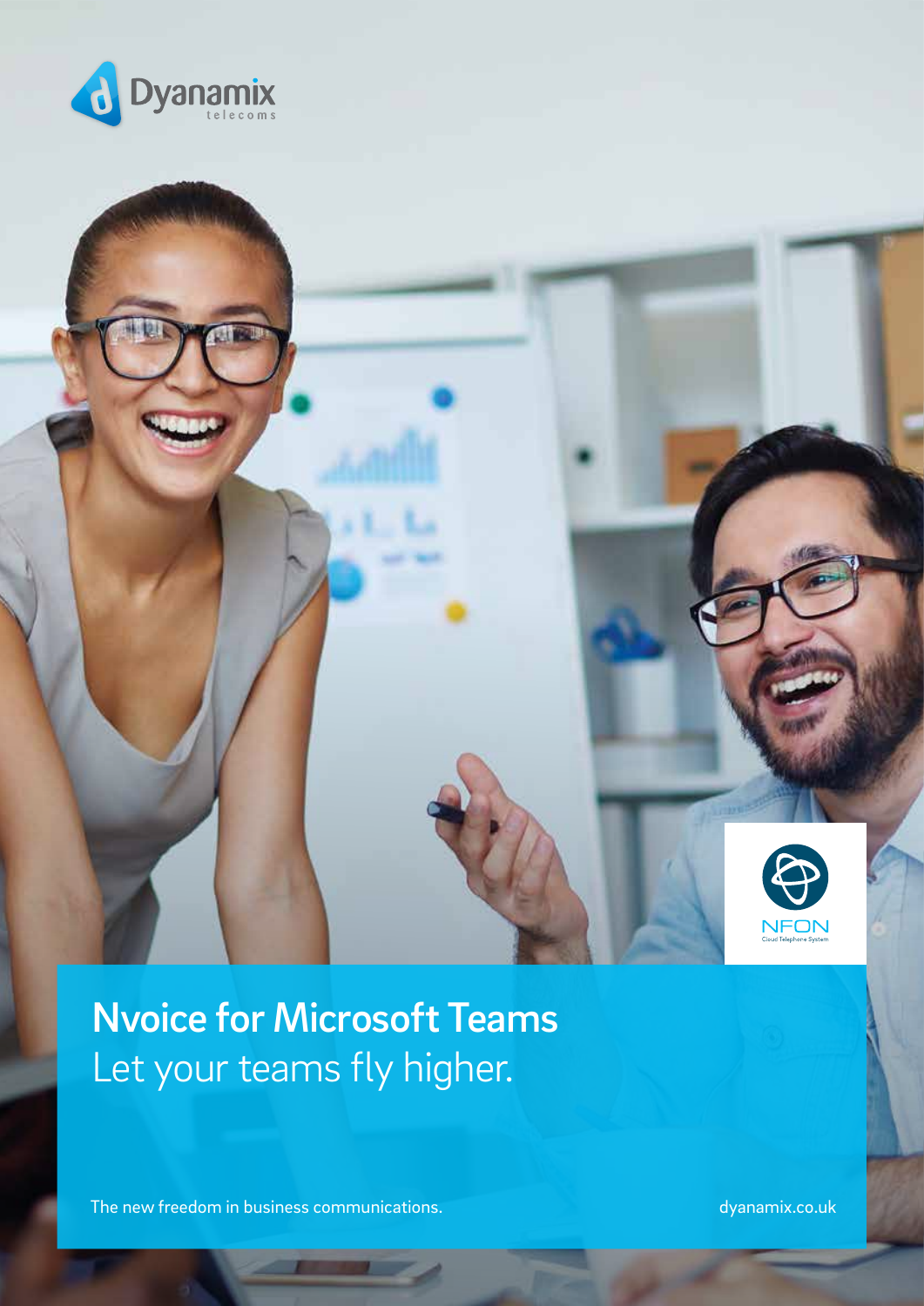Dyanamix telecoms

NFON Cloud Telephone System

# Nvoice for Microsoft Teams

Let your teams fly higher.

The new freedom in business communications.

dyanamix.co.uk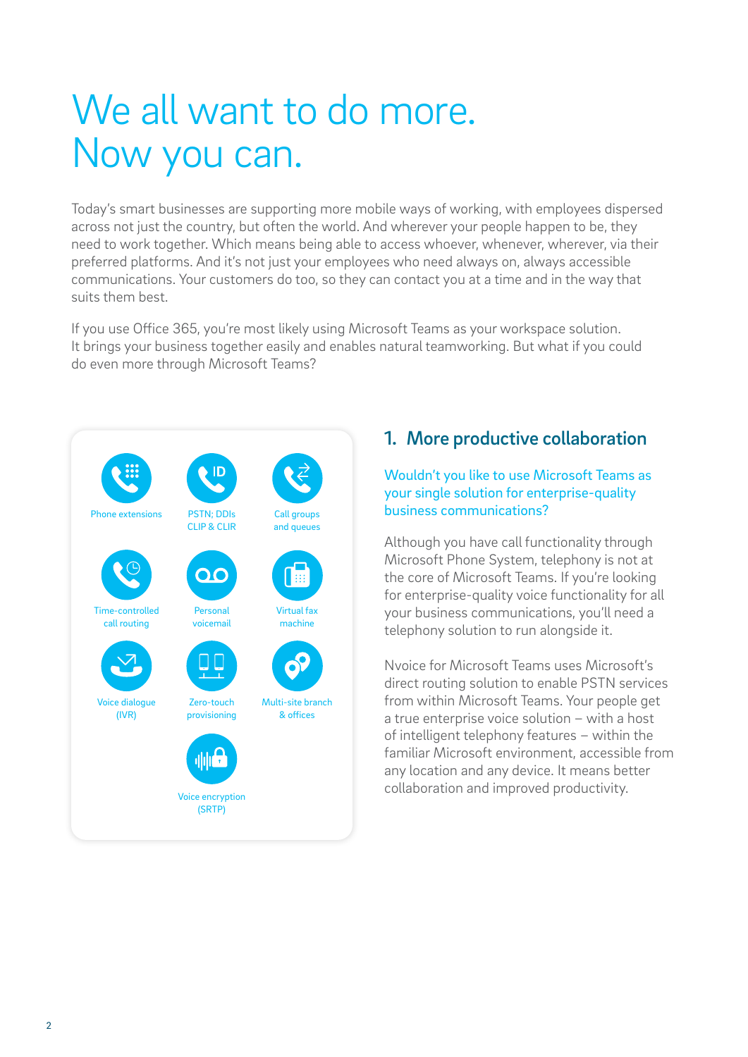# We all want to do more. Now you can.

Today's smart businesses are supporting more mobile ways of working, with employees dispersed across not just the country, but often the world. And wherever your people happen to be, they need to work together. Which means being able to access whoever, whenever, wherever, via their preferred platforms. And it's not just your employees who need always on, always accessible communications. Your customers do too, so they can contact you at a time and in the way that suits them best.

If you use Office 365, you're most likely using Microsoft Teams as your workspace solution. It brings your business together easily and enables natural teamworking. But what if you could do even more through Microsoft Teams?

- Phone extensions
- PSTN; DDIs CLIP & CLIR
- Call groups and queues
- Time-controlled call routing
- Personal voicemail
- Virtual fax machine
- Voice dialogue (IVR)
- Zero-touch provisioning
- Multi-site branch & offices
- Voice encryption (SRTP)

## 1. More productive collaboration

### Wouldn't you like to use Microsoft Teams as your single solution for enterprise-quality business communications?

Although you have call functionality through Microsoft Phone System, telephony is not at the core of Microsoft Teams. If you're looking for enterprise-quality voice functionality for all your business communications, you'll need a telephony solution to run alongside it.

Nvoice for Microsoft Teams uses Microsoft's direct routing solution to enable PSTN services from within Microsoft Teams. Your people get a true enterprise voice solution – with a host of intelligent telephony features – within the familiar Microsoft environment, accessible from any location and any device. It means better collaboration and improved productivity.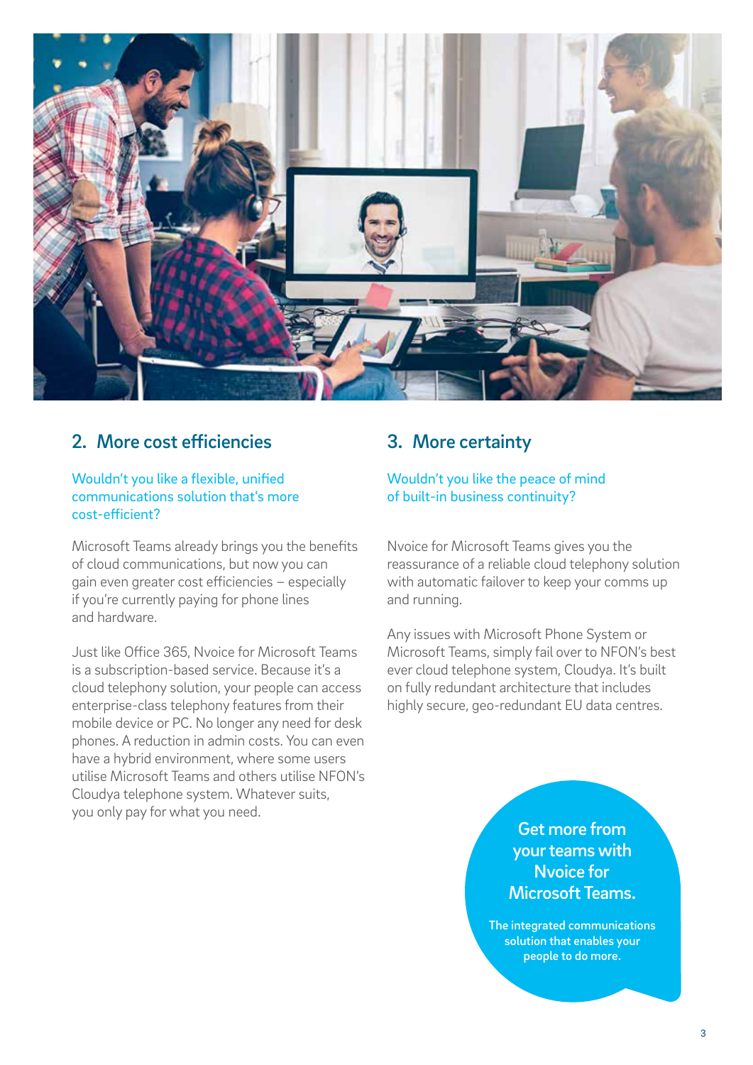## 2. More cost efficiencies

Wouldn't you like a flexible, unified communications solution that's more cost-efficient?

Microsoft Teams already brings you the benefits of cloud communications, but now you can gain even greater cost efficiencies – especially if you're currently paying for phone lines and hardware.

Just like Office 365, Nvoice for Microsoft Teams is a subscription-based service. Because it's a cloud telephony solution, your people can access enterprise-class telephony features from their mobile device or PC. No longer any need for desk phones. A reduction in admin costs. You can even have a hybrid environment, where some users utilise Microsoft Teams and others utilise NFON's Cloudya telephone system. Whatever suits, you only pay for what you need.

## 3. More certainty

Wouldn't you like the peace of mind of built-in business continuity?

Nvoice for Microsoft Teams gives you the reassurance of a reliable cloud telephony solution with automatic failover to keep your comms up and running.

Any issues with Microsoft Phone System or Microsoft Teams, simply fail over to NFON's best ever cloud telephone system, Cloudya. It's built on fully redundant architecture that includes highly secure, geo-redundant EU data centres.

**Get more from your teams with Nvoice for Microsoft Teams.**

**The integrated communications solution that enables your people to do more.**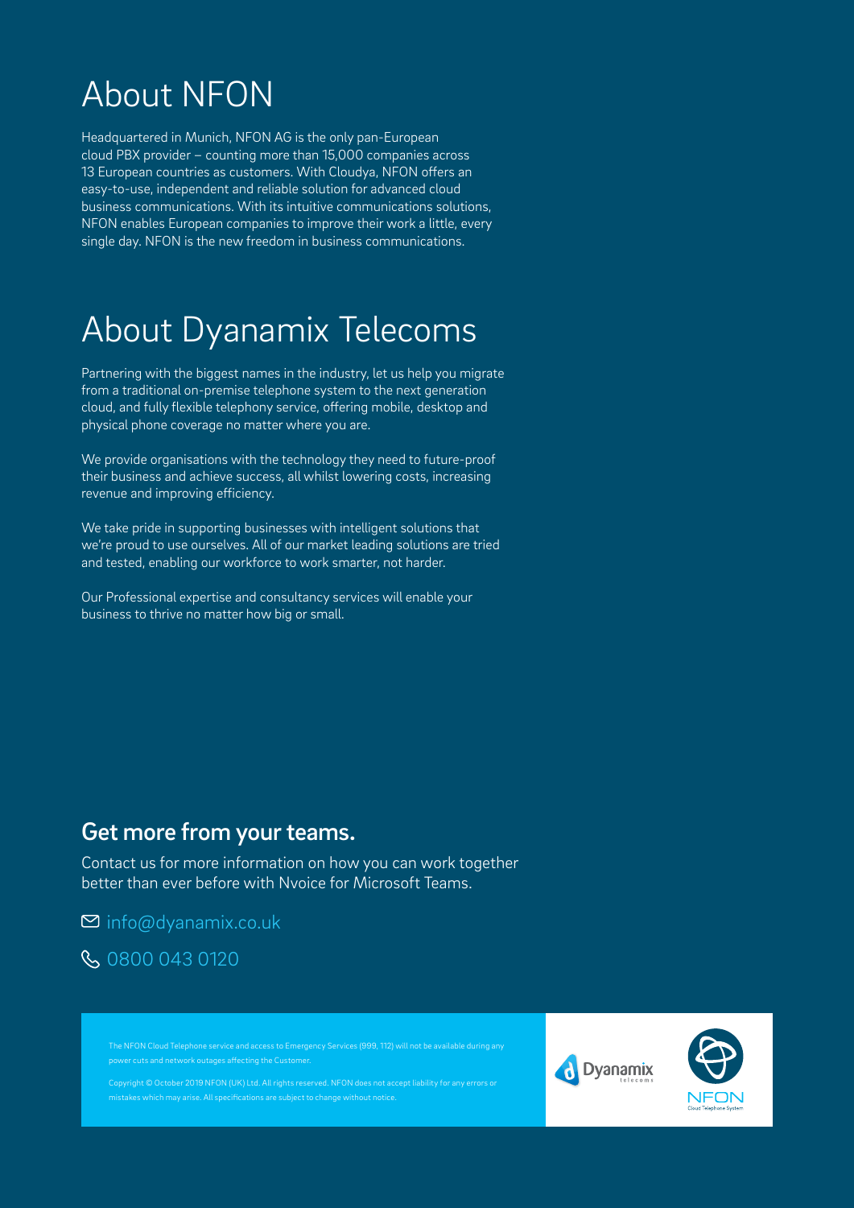# About NFON

Headquartered in Munich, NFON AG is the only pan-European cloud PBX provider – counting more than 15,000 companies across 13 European countries as customers. With Cloudya, NFON offers an easy-to-use, independent and reliable solution for advanced cloud business communications. With its intuitive communications solutions, NFON enables European companies to improve their work a little, every single day. NFON is the new freedom in business communications.

# About Dyanamix Telecoms

Partnering with the biggest names in the industry, let us help you migrate from a traditional on-premise telephone system to the next generation cloud, and fully flexible telephony service, offering mobile, desktop and physical phone coverage no matter where you are.

We provide organisations with the technology they need to future-proof their business and achieve success, all whilst lowering costs, increasing revenue and improving efficiency.

We take pride in supporting businesses with intelligent solutions that we're proud to use ourselves. All of our market leading solutions are tried and tested, enabling our workforce to work smarter, not harder.

Our Professional expertise and consultancy services will enable your business to thrive no matter how big or small.

## Get more from your teams.

Contact us for more information on how you can work together better than ever before with Nvoice for Microsoft Teams.

info@dyanamix.co.uk

0800 043 0120

The NFON Cloud Telephone service and access to Emergency Services (999, 112) will not be available during any power cuts and network outages affecting the Customer.

Copyright © October 2019 NFON (UK) Ltd. All rights reserved. NFON does not accept liability for any errors or mistakes which may arise. All specifications are subject to change without notice.

Dyanamix telecoms

NFON Cloud Telephone System